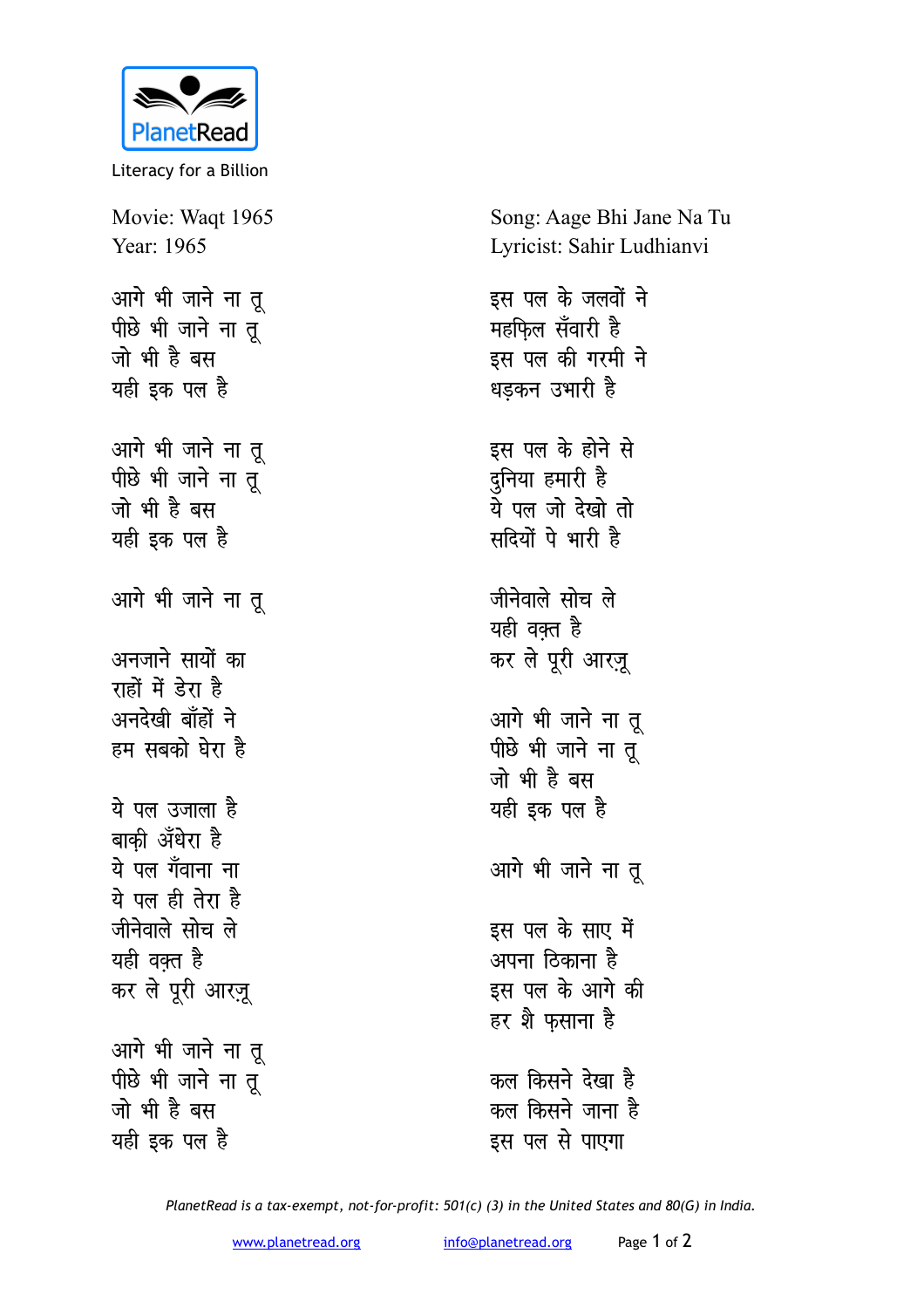PlanetRead

Literacy for a Billion

Movie: Waqt 1965
Year: 1965

Song: Aage Bhi Jane Na Tu
Lyricist: Sahir Ludhianvi

आगे भी जाने ना तू
पीछे भी जाने ना तू
जो भी है बस
यही इक पल है

आगे भी जाने ना तू
पीछे भी जाने ना तू
जो भी है बस
यही इक पल है

आगे भी जाने ना तू

अनजाने सायों का
राहों में डेरा है
अनदेखी बाँहों ने
हम सबको घेरा है

ये पल उजाला है
बाक़ी अँधेरा है
ये पल गँवाना ना
ये पल ही तेरा है
जीनेवाले सोच ले
यही वक़्त है
कर ले पूरी आरज़ू

आगे भी जाने ना तू
पीछे भी जाने ना तू
जो भी है बस
यही इक पल है

इस पल के जलवों ने
महफ़िल सँवारी है
इस पल की गरमी ने
धड़कन उभारी है

इस पल के होने से
दुनिया हमारी है
ये पल जो देखो तो
सदियों पे भारी है

जीनेवाले सोच ले
यही वक़्त है
कर ले पूरी आरज़ू

आगे भी जाने ना तू
पीछे भी जाने ना तू
जो भी है बस
यही इक पल है

आगे भी जाने ना तू

इस पल के साए में
अपना ठिकाना है
इस पल के आगे की
हर शै फ़साना है

कल किसने देखा है
कल किसने जाना है
इस पल से पाएगा

*PlanetRead is a tax-exempt, not-for-profit: 501(c) (3) in the United States and 80(G) in India.*

www.planetread.org info@planetread.org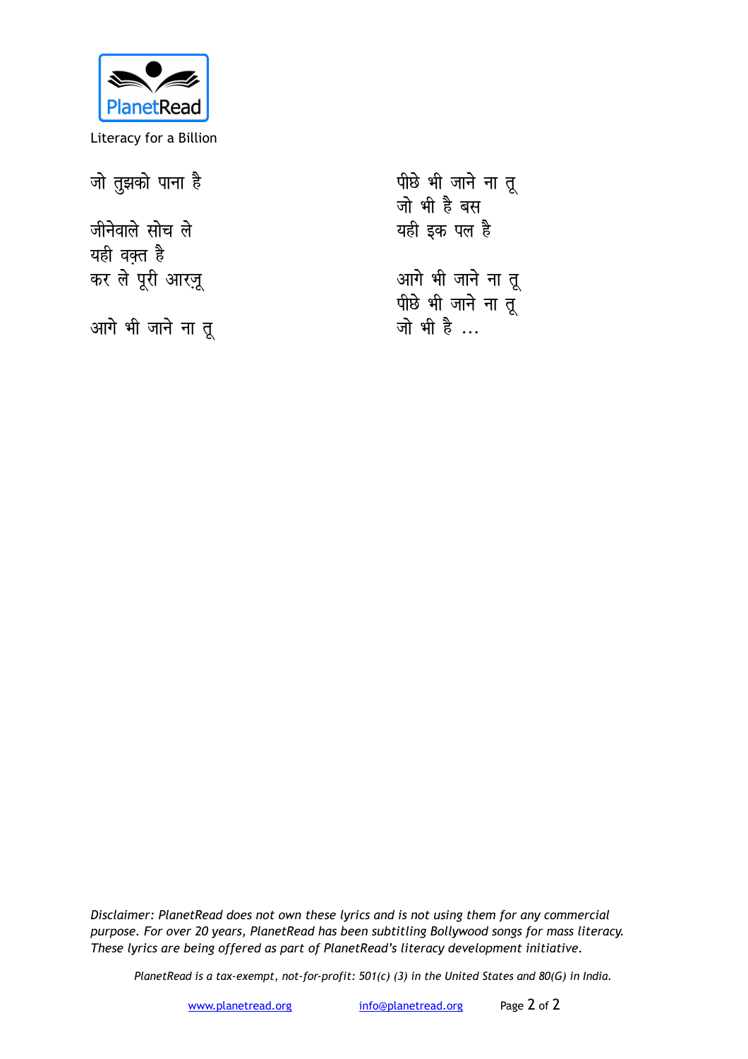Literacy for a Billion

जो तुझको पाना है

जीनेवाले सोच ले
यही वक़्त है
कर ले पूरी आरज़ू

आगे भी जाने ना तू

पीछे भी जाने ना तू
जो भी है बस
यही इक पल है

आगे भी जाने ना तू
पीछे भी जाने ना तू
जो भी है ...

*Disclaimer: PlanetRead does not own these lyrics and is not using them for any commercial purpose. For over 20 years, PlanetRead has been subtitling Bollywood songs for mass literacy. These lyrics are being offered as part of PlanetRead's literacy development initiative.*

*PlanetRead is a tax-exempt, not-for-profit: 501(c) (3) in the United States and 80(G) in India.*

www.planetread.org info@planetread.org